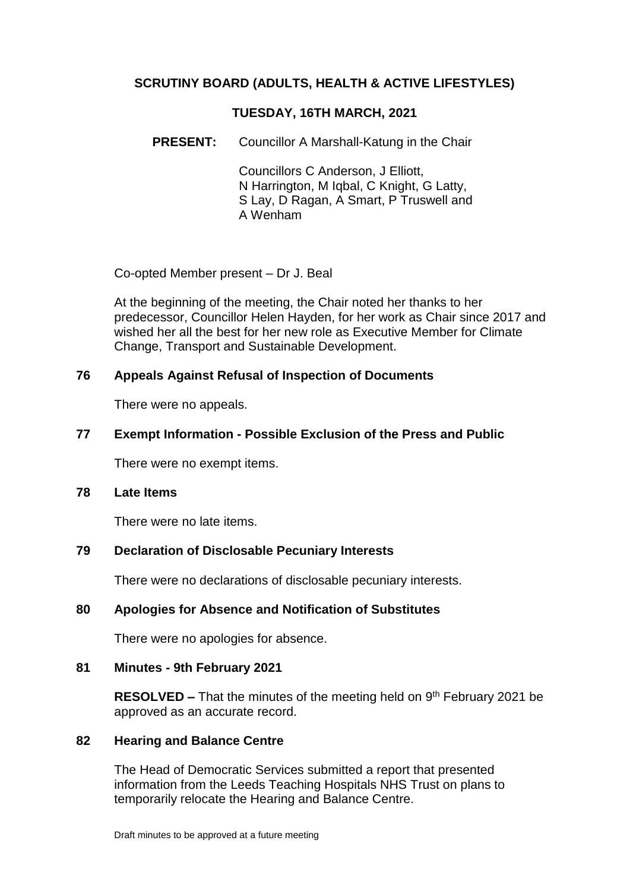# SCRUTINY BOARD (ADULTS, HEALTH & ACTIVE LIFESTYLES)

## TUESDAY, 16TH MARCH, 2021

**PRESENT:** Councillor A Marshall-Katung in the Chair

Councillors C Anderson, J Elliott, N Harrington, M Iqbal, C Knight, G Latty, S Lay, D Ragan, A Smart, P Truswell and A Wenham

Co-opted Member present – Dr J. Beal

At the beginning of the meeting, the Chair noted her thanks to her predecessor, Councillor Helen Hayden, for her work as Chair since 2017 and wished her all the best for her new role as Executive Member for Climate Change, Transport and Sustainable Development.

### 76 Appeals Against Refusal of Inspection of Documents

There were no appeals.

### 77 Exempt Information - Possible Exclusion of the Press and Public

There were no exempt items.

### 78 Late Items

There were no late items.

### 79 Declaration of Disclosable Pecuniary Interests

There were no declarations of disclosable pecuniary interests.

### 80 Apologies for Absence and Notification of Substitutes

There were no apologies for absence.

### 81 Minutes - 9th February 2021

**RESOLVED –** That the minutes of the meeting held on 9th February 2021 be approved as an accurate record.

### 82 Hearing and Balance Centre

The Head of Democratic Services submitted a report that presented information from the Leeds Teaching Hospitals NHS Trust on plans to temporarily relocate the Hearing and Balance Centre.

Draft minutes to be approved at a future meeting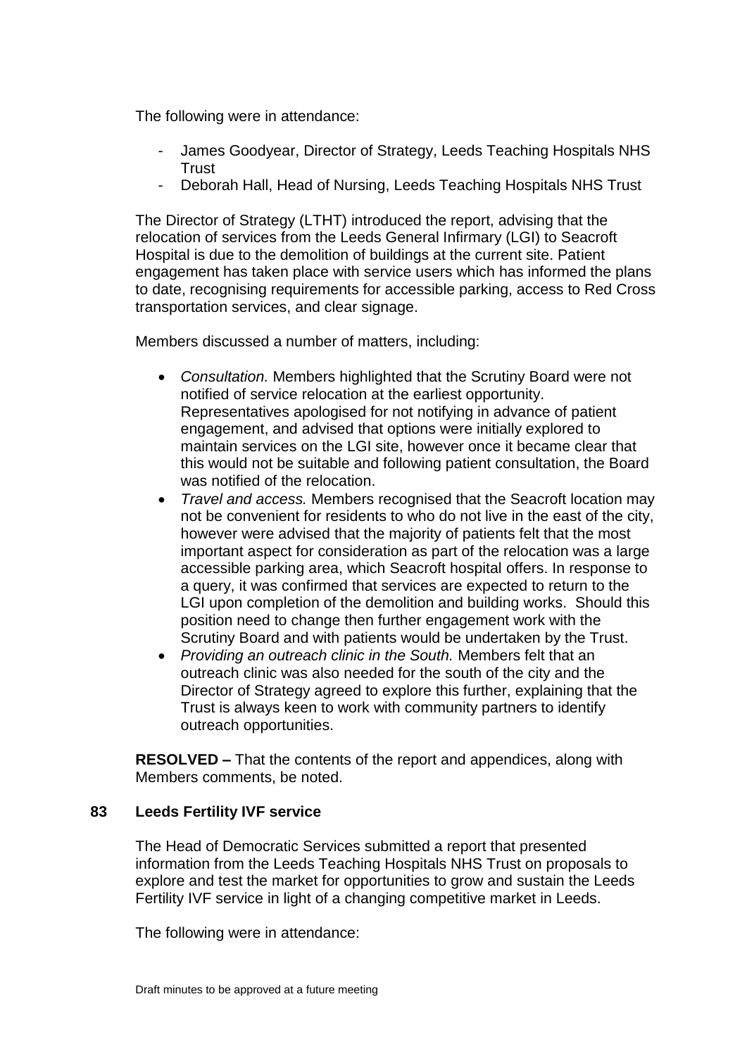The following were in attendance:

- James Goodyear, Director of Strategy, Leeds Teaching Hospitals NHS Trust
- Deborah Hall, Head of Nursing, Leeds Teaching Hospitals NHS Trust

The Director of Strategy (LTHT) introduced the report, advising that the relocation of services from the Leeds General Infirmary (LGI) to Seacroft Hospital is due to the demolition of buildings at the current site. Patient engagement has taken place with service users which has informed the plans to date, recognising requirements for accessible parking, access to Red Cross transportation services, and clear signage.

Members discussed a number of matters, including:

- *Consultation.* Members highlighted that the Scrutiny Board were not notified of service relocation at the earliest opportunity. Representatives apologised for not notifying in advance of patient engagement, and advised that options were initially explored to maintain services on the LGI site, however once it became clear that this would not be suitable and following patient consultation, the Board was notified of the relocation.
- *Travel and access.* Members recognised that the Seacroft location may not be convenient for residents to who do not live in the east of the city, however were advised that the majority of patients felt that the most important aspect for consideration as part of the relocation was a large accessible parking area, which Seacroft hospital offers. In response to a query, it was confirmed that services are expected to return to the LGI upon completion of the demolition and building works. Should this position need to change then further engagement work with the Scrutiny Board and with patients would be undertaken by the Trust.
- *Providing an outreach clinic in the South.* Members felt that an outreach clinic was also needed for the south of the city and the Director of Strategy agreed to explore this further, explaining that the Trust is always keen to work with community partners to identify outreach opportunities.

**RESOLVED –** That the contents of the report and appendices, along with Members comments, be noted.

## 83 Leeds Fertility IVF service

The Head of Democratic Services submitted a report that presented information from the Leeds Teaching Hospitals NHS Trust on proposals to explore and test the market for opportunities to grow and sustain the Leeds Fertility IVF service in light of a changing competitive market in Leeds.

The following were in attendance: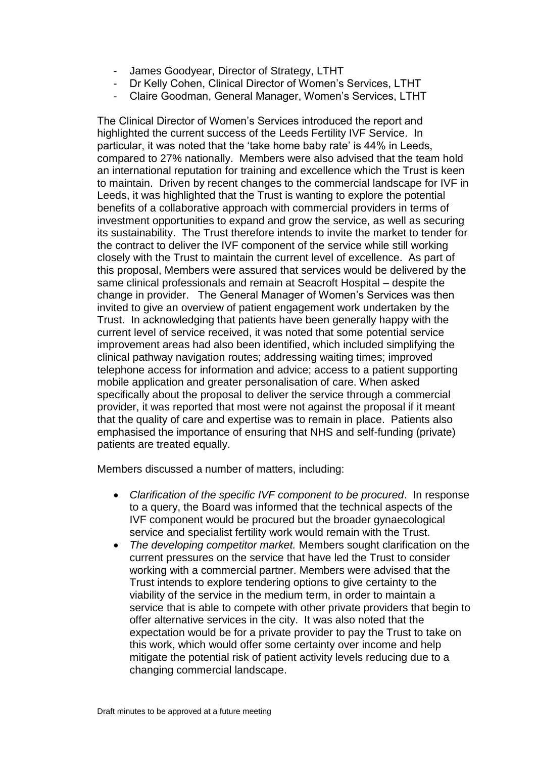- James Goodyear, Director of Strategy, LTHT
- Dr Kelly Cohen, Clinical Director of Women's Services, LTHT
- Claire Goodman, General Manager, Women's Services, LTHT

The Clinical Director of Women's Services introduced the report and highlighted the current success of the Leeds Fertility IVF Service. In particular, it was noted that the 'take home baby rate' is 44% in Leeds, compared to 27% nationally. Members were also advised that the team hold an international reputation for training and excellence which the Trust is keen to maintain. Driven by recent changes to the commercial landscape for IVF in Leeds, it was highlighted that the Trust is wanting to explore the potential benefits of a collaborative approach with commercial providers in terms of investment opportunities to expand and grow the service, as well as securing its sustainability. The Trust therefore intends to invite the market to tender for the contract to deliver the IVF component of the service while still working closely with the Trust to maintain the current level of excellence. As part of this proposal, Members were assured that services would be delivered by the same clinical professionals and remain at Seacroft Hospital – despite the change in provider. The General Manager of Women's Services was then invited to give an overview of patient engagement work undertaken by the Trust. In acknowledging that patients have been generally happy with the current level of service received, it was noted that some potential service improvement areas had also been identified, which included simplifying the clinical pathway navigation routes; addressing waiting times; improved telephone access for information and advice; access to a patient supporting mobile application and greater personalisation of care. When asked specifically about the proposal to deliver the service through a commercial provider, it was reported that most were not against the proposal if it meant that the quality of care and expertise was to remain in place. Patients also emphasised the importance of ensuring that NHS and self-funding (private) patients are treated equally.

Members discussed a number of matters, including:

- *Clarification of the specific IVF component to be procured*. In response to a query, the Board was informed that the technical aspects of the IVF component would be procured but the broader gynaecological service and specialist fertility work would remain with the Trust.
- *The developing competitor market.* Members sought clarification on the current pressures on the service that have led the Trust to consider working with a commercial partner. Members were advised that the Trust intends to explore tendering options to give certainty to the viability of the service in the medium term, in order to maintain a service that is able to compete with other private providers that begin to offer alternative services in the city. It was also noted that the expectation would be for a private provider to pay the Trust to take on this work, which would offer some certainty over income and help mitigate the potential risk of patient activity levels reducing due to a changing commercial landscape.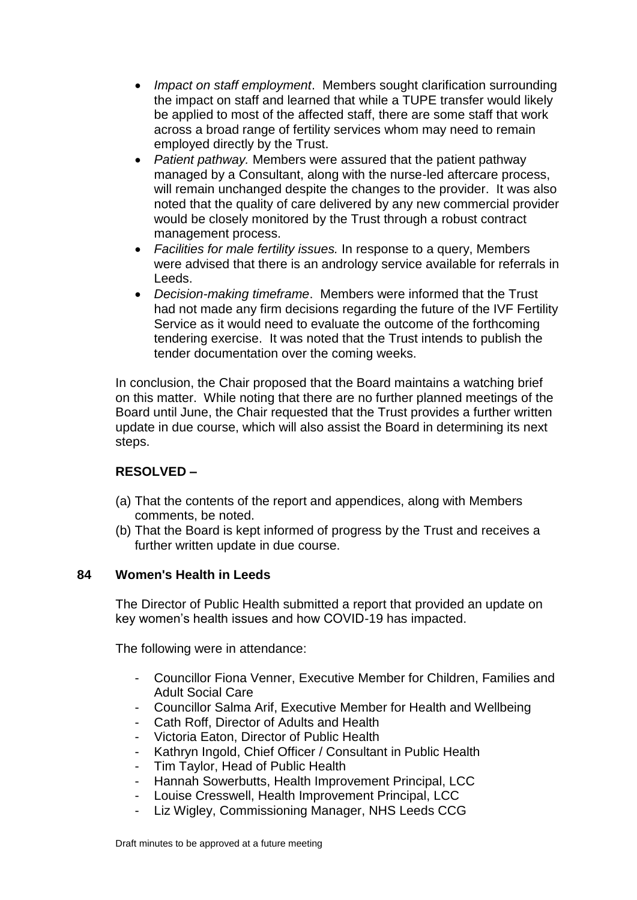- *Impact on staff employment*. Members sought clarification surrounding the impact on staff and learned that while a TUPE transfer would likely be applied to most of the affected staff, there are some staff that work across a broad range of fertility services whom may need to remain employed directly by the Trust.
- *Patient pathway.* Members were assured that the patient pathway managed by a Consultant, along with the nurse-led aftercare process, will remain unchanged despite the changes to the provider. It was also noted that the quality of care delivered by any new commercial provider would be closely monitored by the Trust through a robust contract management process.
- *Facilities for male fertility issues.* In response to a query, Members were advised that there is an andrology service available for referrals in Leeds.
- *Decision-making timeframe*. Members were informed that the Trust had not made any firm decisions regarding the future of the IVF Fertility Service as it would need to evaluate the outcome of the forthcoming tendering exercise. It was noted that the Trust intends to publish the tender documentation over the coming weeks.

In conclusion, the Chair proposed that the Board maintains a watching brief on this matter. While noting that there are no further planned meetings of the Board until June, the Chair requested that the Trust provides a further written update in due course, which will also assist the Board in determining its next steps.

**RESOLVED –**

(a) That the contents of the report and appendices, along with Members comments, be noted.
(b) That the Board is kept informed of progress by the Trust and receives a further written update in due course.

## 84 Women's Health in Leeds

The Director of Public Health submitted a report that provided an update on key women's health issues and how COVID-19 has impacted.

The following were in attendance:

- Councillor Fiona Venner, Executive Member for Children, Families and Adult Social Care
- Councillor Salma Arif, Executive Member for Health and Wellbeing
- Cath Roff, Director of Adults and Health
- Victoria Eaton, Director of Public Health
- Kathryn Ingold, Chief Officer / Consultant in Public Health
- Tim Taylor, Head of Public Health
- Hannah Sowerbutts, Health Improvement Principal, LCC
- Louise Cresswell, Health Improvement Principal, LCC
- Liz Wigley, Commissioning Manager, NHS Leeds CCG

Draft minutes to be approved at a future meeting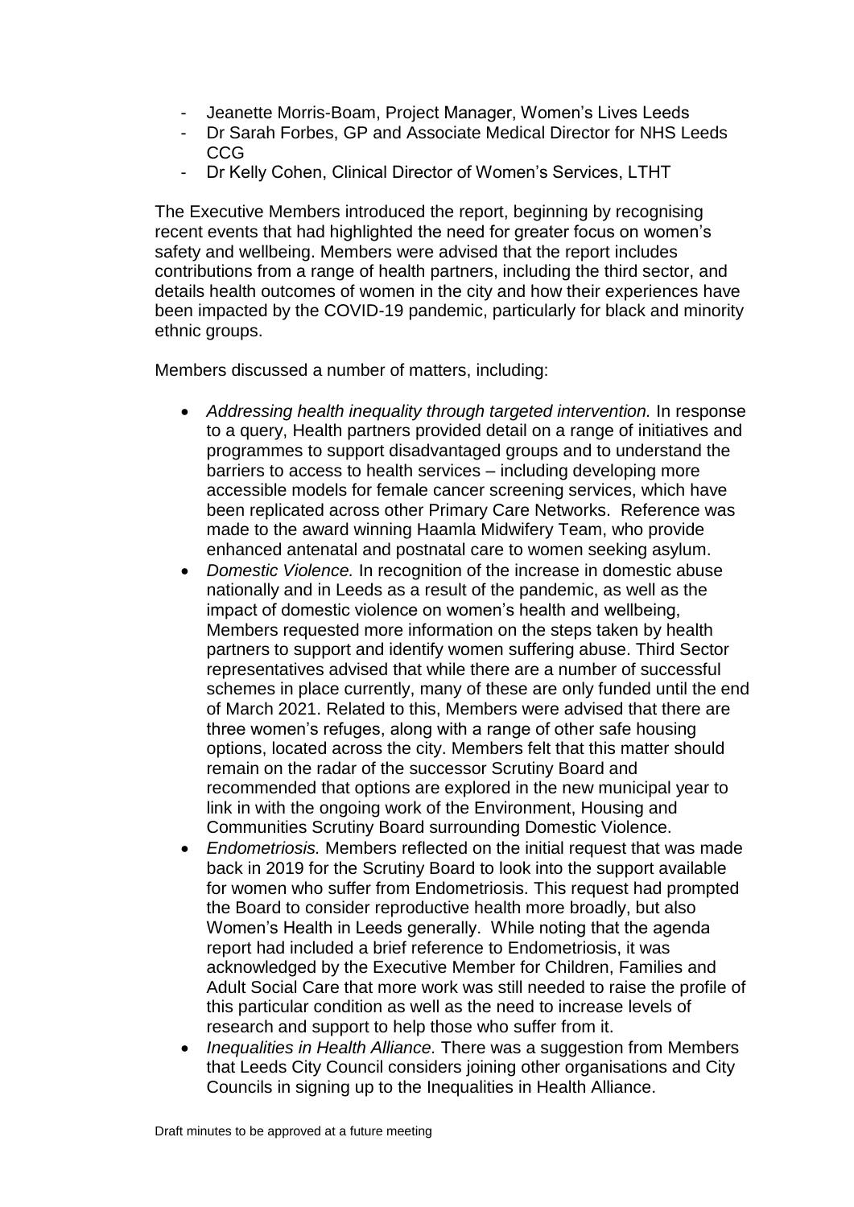- Jeanette Morris-Boam, Project Manager, Women's Lives Leeds
- Dr Sarah Forbes, GP and Associate Medical Director for NHS Leeds CCG
- Dr Kelly Cohen, Clinical Director of Women's Services, LTHT

The Executive Members introduced the report, beginning by recognising recent events that had highlighted the need for greater focus on women's safety and wellbeing. Members were advised that the report includes contributions from a range of health partners, including the third sector, and details health outcomes of women in the city and how their experiences have been impacted by the COVID-19 pandemic, particularly for black and minority ethnic groups.

Members discussed a number of matters, including:

- *Addressing health inequality through targeted intervention.* In response to a query, Health partners provided detail on a range of initiatives and programmes to support disadvantaged groups and to understand the barriers to access to health services – including developing more accessible models for female cancer screening services, which have been replicated across other Primary Care Networks. Reference was made to the award winning Haamla Midwifery Team, who provide enhanced antenatal and postnatal care to women seeking asylum.
- *Domestic Violence.* In recognition of the increase in domestic abuse nationally and in Leeds as a result of the pandemic, as well as the impact of domestic violence on women's health and wellbeing, Members requested more information on the steps taken by health partners to support and identify women suffering abuse. Third Sector representatives advised that while there are a number of successful schemes in place currently, many of these are only funded until the end of March 2021. Related to this, Members were advised that there are three women's refuges, along with a range of other safe housing options, located across the city. Members felt that this matter should remain on the radar of the successor Scrutiny Board and recommended that options are explored in the new municipal year to link in with the ongoing work of the Environment, Housing and Communities Scrutiny Board surrounding Domestic Violence.
- *Endometriosis.* Members reflected on the initial request that was made back in 2019 for the Scrutiny Board to look into the support available for women who suffer from Endometriosis. This request had prompted the Board to consider reproductive health more broadly, but also Women's Health in Leeds generally. While noting that the agenda report had included a brief reference to Endometriosis, it was acknowledged by the Executive Member for Children, Families and Adult Social Care that more work was still needed to raise the profile of this particular condition as well as the need to increase levels of research and support to help those who suffer from it.
- *Inequalities in Health Alliance.* There was a suggestion from Members that Leeds City Council considers joining other organisations and City Councils in signing up to the Inequalities in Health Alliance.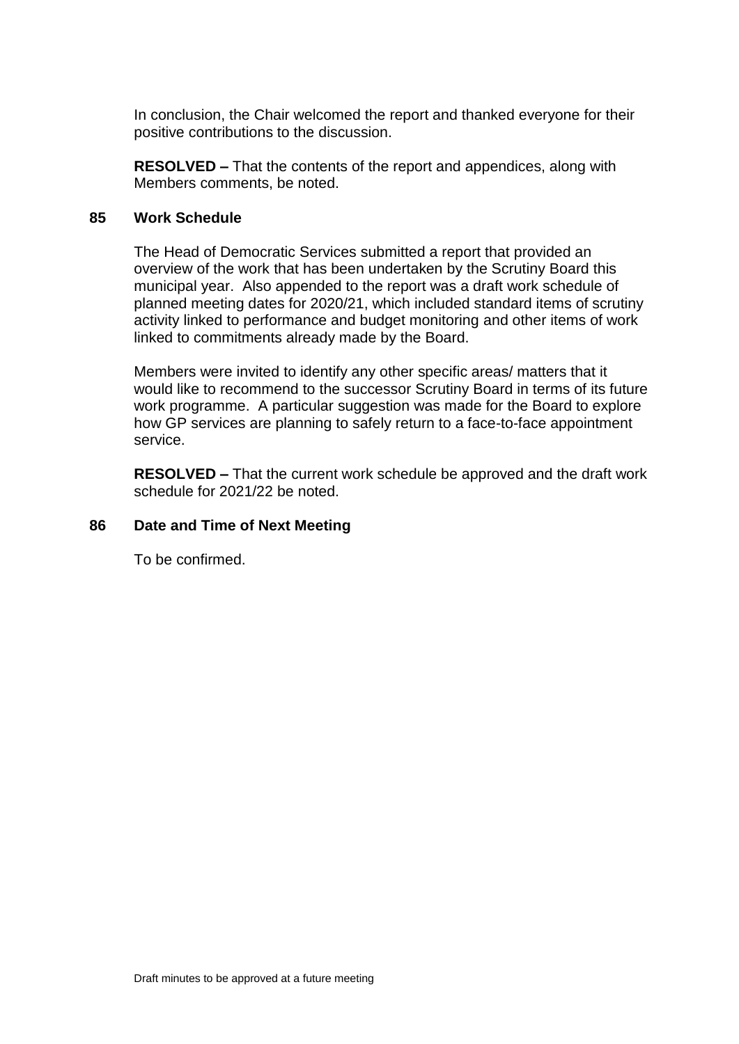In conclusion, the Chair welcomed the report and thanked everyone for their positive contributions to the discussion.

**RESOLVED –** That the contents of the report and appendices, along with Members comments, be noted.

## 85 Work Schedule

The Head of Democratic Services submitted a report that provided an overview of the work that has been undertaken by the Scrutiny Board this municipal year. Also appended to the report was a draft work schedule of planned meeting dates for 2020/21, which included standard items of scrutiny activity linked to performance and budget monitoring and other items of work linked to commitments already made by the Board.

Members were invited to identify any other specific areas/ matters that it would like to recommend to the successor Scrutiny Board in terms of its future work programme. A particular suggestion was made for the Board to explore how GP services are planning to safely return to a face-to-face appointment service.

**RESOLVED –** That the current work schedule be approved and the draft work schedule for 2021/22 be noted.

## 86 Date and Time of Next Meeting

To be confirmed.

Draft minutes to be approved at a future meeting